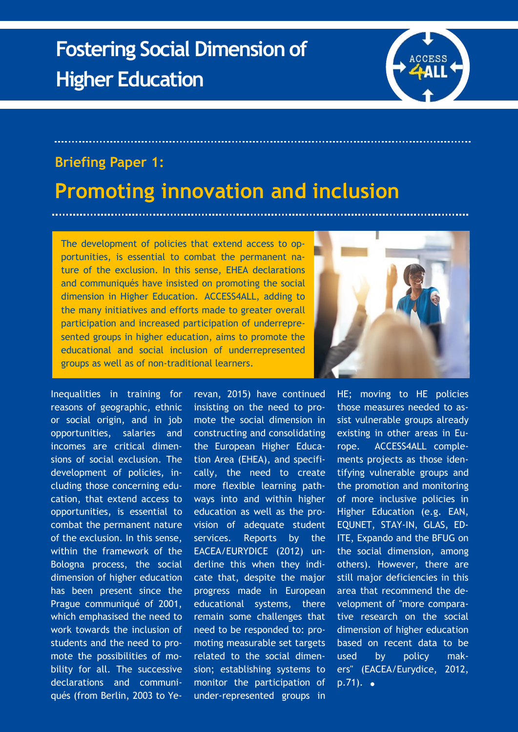# Fostering Social Dimension of Higher Education

ACCESS 4ALL

## Briefing Paper 1:

## Promoting innovation and inclusion

The development of policies that extend access to opportunities, is essential to combat the permanent nature of the exclusion. In this sense, EHEA declarations and communiqués have insisted on promoting the social dimension in Higher Education. ACCESS4ALL, adding to the many initiatives and efforts made to greater overall participation and increased participation of underrepresented groups in higher education, aims to promote the educational and social inclusion of underrepresented groups as well as of non-traditional learners.

Inequalities in training for reasons of geographic, ethnic or social origin, and in job opportunities, salaries and incomes are critical dimensions of social exclusion. The development of policies, including those concerning education, that extend access to opportunities, is essential to combat the permanent nature of the exclusion. In this sense, within the framework of the Bologna process, the social dimension of higher education has been present since the Prague communiqué of 2001, which emphasised the need to work towards the inclusion of students and the need to promote the possibilities of mobility for all. The successive declarations and communiqués (from Berlin, 2003 to Yerevan, 2015) have continued insisting on the need to promote the social dimension in constructing and consolidating the European Higher Education Area (EHEA), and specifically, the need to create more flexible learning pathways into and within higher education as well as the provision of adequate student services. Reports by the EACEA/EURYDICE (2012) underline this when they indicate that, despite the major progress made in European educational systems, there remain some challenges that need to be responded to: promoting measurable set targets related to the social dimension; establishing systems to monitor the participation of under-represented groups in HE; moving to HE policies those measures needed to assist vulnerable groups already existing in other areas in Europe. ACCESS4ALL complements projects as those identifying vulnerable groups and the promotion and monitoring of more inclusive policies in Higher Education (e.g. EAN, EQUNET, STAY-IN, GLAS, EDITE, Expando and the BFUG on the social dimension, among others). However, there are still major deficiencies in this area that recommend the development of "more comparative research on the social dimension of higher education based on recent data to be used by policy makers" (EACEA/Eurydice, 2012, p.71).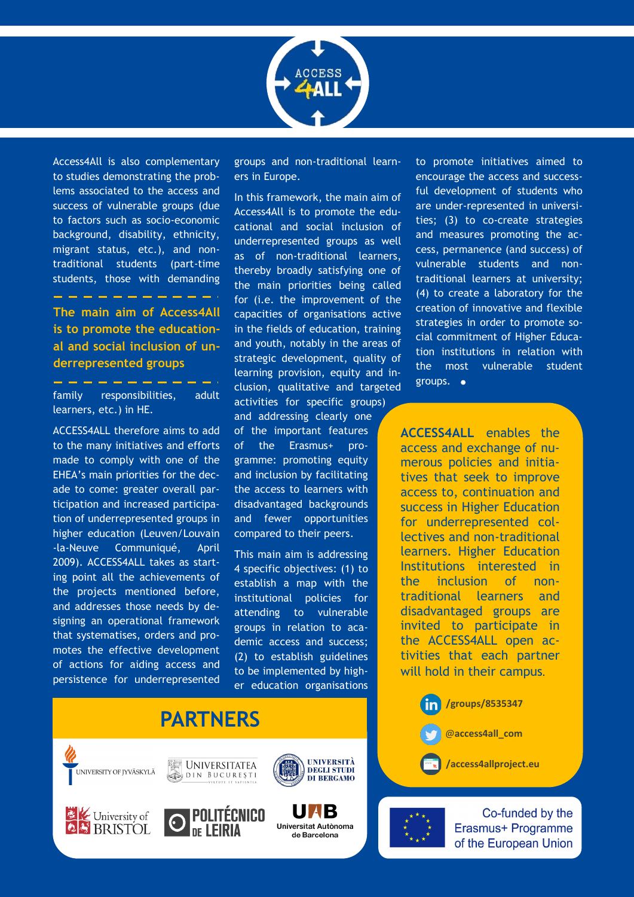ACCESS 4ALL

Access4All is also complementary to studies demonstrating the problems associated to the access and success of vulnerable groups (due to factors such as socio-economic background, disability, ethnicity, migrant status, etc.), and non-traditional students (part-time students, those with demanding family responsibilities, adult learners, etc.) in HE.

> **The main aim of Access4All is to promote the educational and social inclusion of underrepresented groups**

ACCESS4ALL therefore aims to add to the many initiatives and efforts made to comply with one of the EHEA's main priorities for the decade to come: greater overall participation and increased participation of underrepresented groups in higher education (Leuven/Louvain-la-Neuve Communiqué, April 2009). ACCESS4ALL takes as starting point all the achievements of the projects mentioned before, and addresses those needs by designing an operational framework that systematises, orders and promotes the effective development of actions for aiding access and persistence for underrepresented groups and non-traditional learners in Europe.

In this framework, the main aim of Access4All is to promote the educational and social inclusion of underrepresented groups as well as of non-traditional learners, thereby broadly satisfying one of the main priorities being called for (i.e. the improvement of the capacities of organisations active in the fields of education, training and youth, notably in the areas of strategic development, quality of learning provision, equity and inclusion, qualitative and targeted activities for specific groups) and addressing clearly one of the important features of the Erasmus+ programme: promoting equity and inclusion by facilitating the access to learners with disadvantaged backgrounds and fewer opportunities compared to their peers.

This main aim is addressing 4 specific objectives: (1) to establish a map with the institutional policies for attending to vulnerable groups in relation to academic access and success; (2) to establish guidelines to be implemented by higher education organisations to promote initiatives aimed to encourage the access and successful development of students who are under-represented in universities; (3) to co-create strategies and measures promoting the access, permanence (and success) of vulnerable students and non-traditional learners at university; (4) to create a laboratory for the creation of innovative and flexible strategies in order to promote social commitment of Higher Education institutions in relation with the most vulnerable student groups.

**ACCESS4ALL** enables the access and exchange of numerous policies and initiatives that seek to improve access to, continuation and success in Higher Education for underrepresented collectives and non-traditional learners. Higher Education Institutions interested in the inclusion of non-traditional learners and disadvantaged groups are invited to participate in the ACCESS4ALL open activities that each partner will hold in their campus.

- /groups/8535347
- @access4all_com
- /access4allproject.eu

## PARTNERS

- University of Jyväskylä
- Universitatea din București
- Università degli Studi di Bergamo
- University of Bristol
- Politécnico de Leiria
- UAB Universitat Autònoma de Barcelona

Co-funded by the Erasmus+ Programme of the European Union